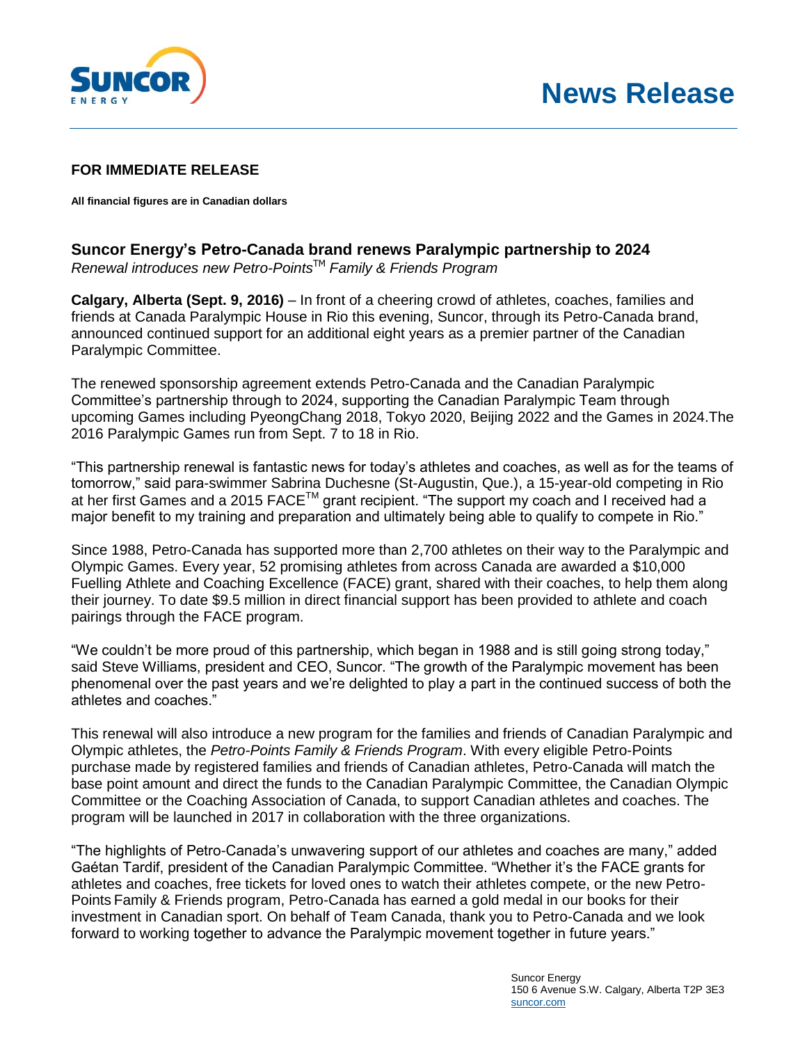# News Release

**FOR IMMEDIATE RELEASE**

**All financial figures are in Canadian dollars**

## Suncor Energy's Petro-Canada brand renews Paralympic partnership to 2024

*Renewal introduces new Petro-Points™ Family & Friends Program*

**Calgary, Alberta (Sept. 9, 2016)** – In front of a cheering crowd of athletes, coaches, families and friends at Canada Paralympic House in Rio this evening, Suncor, through its Petro-Canada brand, announced continued support for an additional eight years as a premier partner of the Canadian Paralympic Committee.

The renewed sponsorship agreement extends Petro-Canada and the Canadian Paralympic Committee's partnership through to 2024, supporting the Canadian Paralympic Team through upcoming Games including PyeongChang 2018, Tokyo 2020, Beijing 2022 and the Games in 2024.The 2016 Paralympic Games run from Sept. 7 to 18 in Rio.

"This partnership renewal is fantastic news for today's athletes and coaches, as well as for the teams of tomorrow," said para-swimmer Sabrina Duchesne (St-Augustin, Que.), a 15-year-old competing in Rio at her first Games and a 2015 FACE™ grant recipient. "The support my coach and I received had a major benefit to my training and preparation and ultimately being able to qualify to compete in Rio."

Since 1988, Petro-Canada has supported more than 2,700 athletes on their way to the Paralympic and Olympic Games. Every year, 52 promising athletes from across Canada are awarded a $10,000 Fuelling Athlete and Coaching Excellence (FACE) grant, shared with their coaches, to help them along their journey. To date $9.5 million in direct financial support has been provided to athlete and coach pairings through the FACE program.

"We couldn't be more proud of this partnership, which began in 1988 and is still going strong today," said Steve Williams, president and CEO, Suncor. "The growth of the Paralympic movement has been phenomenal over the past years and we're delighted to play a part in the continued success of both the athletes and coaches."

This renewal will also introduce a new program for the families and friends of Canadian Paralympic and Olympic athletes, the *Petro-Points Family & Friends Program*. With every eligible Petro-Points purchase made by registered families and friends of Canadian athletes, Petro-Canada will match the base point amount and direct the funds to the Canadian Paralympic Committee, the Canadian Olympic Committee or the Coaching Association of Canada, to support Canadian athletes and coaches. The program will be launched in 2017 in collaboration with the three organizations.

"The highlights of Petro-Canada's unwavering support of our athletes and coaches are many," added Gaétan Tardif, president of the Canadian Paralympic Committee. "Whether it's the FACE grants for athletes and coaches, free tickets for loved ones to watch their athletes compete, or the new Petro-Points Family & Friends program, Petro-Canada has earned a gold medal in our books for their investment in Canadian sport. On behalf of Team Canada, thank you to Petro-Canada and we look forward to working together to advance the Paralympic movement together in future years."

Suncor Energy
150 6 Avenue S.W. Calgary, Alberta T2P 3E3
suncor.com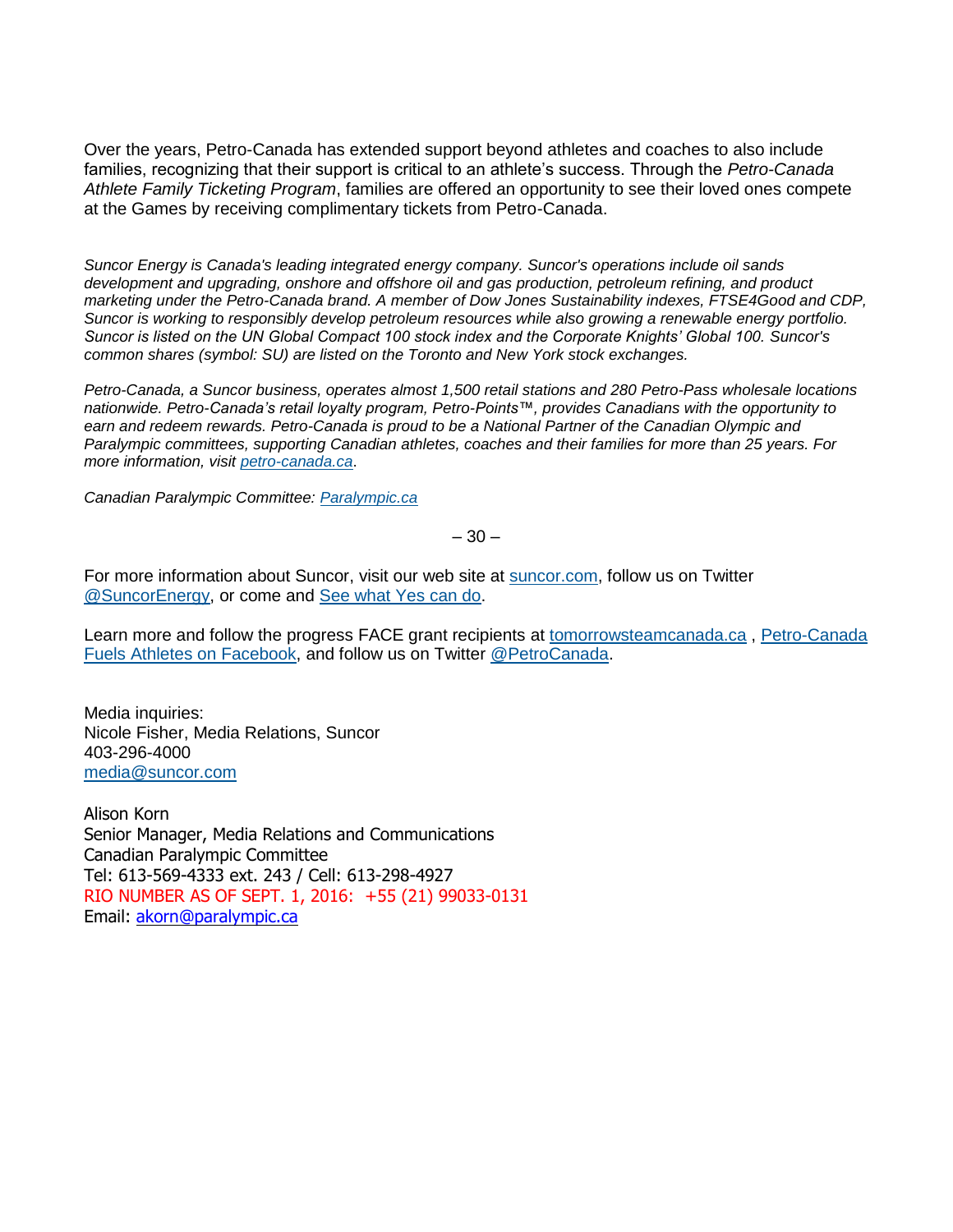Over the years, Petro-Canada has extended support beyond athletes and coaches to also include families, recognizing that their support is critical to an athlete's success. Through the *Petro-Canada Athlete Family Ticketing Program*, families are offered an opportunity to see their loved ones compete at the Games by receiving complimentary tickets from Petro-Canada.

*Suncor Energy is Canada's leading integrated energy company. Suncor's operations include oil sands development and upgrading, onshore and offshore oil and gas production, petroleum refining, and product marketing under the Petro-Canada brand. A member of Dow Jones Sustainability indexes, FTSE4Good and CDP, Suncor is working to responsibly develop petroleum resources while also growing a renewable energy portfolio. Suncor is listed on the UN Global Compact 100 stock index and the Corporate Knights' Global 100. Suncor's common shares (symbol: SU) are listed on the Toronto and New York stock exchanges.*

*Petro-Canada, a Suncor business, operates almost 1,500 retail stations and 280 Petro-Pass wholesale locations nationwide. Petro-Canada's retail loyalty program, Petro-Points™, provides Canadians with the opportunity to earn and redeem rewards. Petro-Canada is proud to be a National Partner of the Canadian Olympic and Paralympic committees, supporting Canadian athletes, coaches and their families for more than 25 years. For more information, visit petro-canada.ca.*

*Canadian Paralympic Committee: Paralympic.ca*

– 30 –

For more information about Suncor, visit our web site at suncor.com, follow us on Twitter @SuncorEnergy, or come and See what Yes can do.

Learn more and follow the progress FACE grant recipients at tomorrowsteamcanada.ca , Petro-Canada Fuels Athletes on Facebook, and follow us on Twitter @PetroCanada.

Media inquiries:
Nicole Fisher, Media Relations, Suncor
403-296-4000
media@suncor.com

Alison Korn
Senior Manager, Media Relations and Communications
Canadian Paralympic Committee
Tel: 613-569-4333 ext. 243 / Cell: 613-298-4927
RIO NUMBER AS OF SEPT. 1, 2016: +55 (21) 99033-0131
Email: akorn@paralympic.ca